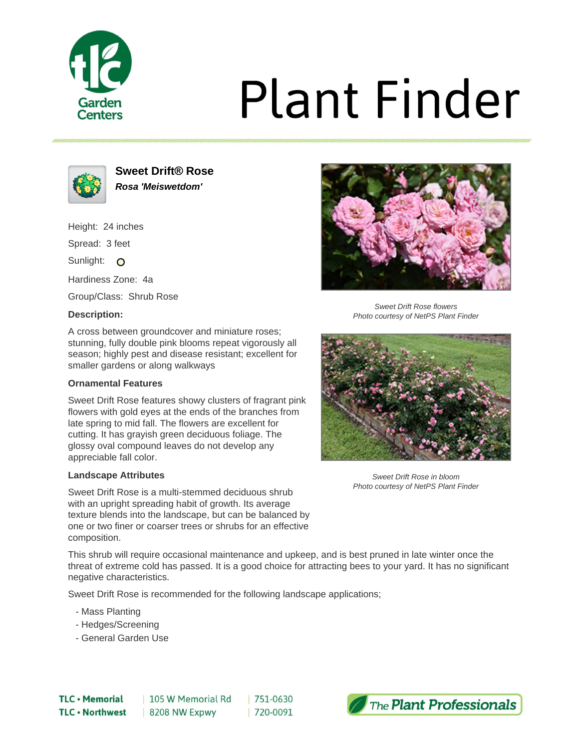# Plant Finder

## Sweet Drift® Rose

***Rosa 'Meiswetdom'***

Height: 24 inches

Spread: 3 feet

Sunlight: ○

Hardiness Zone: 4a

Group/Class: Shrub Rose

**Description:**

A cross between groundcover and miniature roses; stunning, fully double pink blooms repeat vigorously all season; highly pest and disease resistant; excellent for smaller gardens or along walkways

**Ornamental Features**

Sweet Drift Rose features showy clusters of fragrant pink flowers with gold eyes at the ends of the branches from late spring to mid fall. The flowers are excellent for cutting. It has grayish green deciduous foliage. The glossy oval compound leaves do not develop any appreciable fall color.

**Landscape Attributes**

Sweet Drift Rose is a multi-stemmed deciduous shrub with an upright spreading habit of growth. Its average texture blends into the landscape, but can be balanced by one or two finer or coarser trees or shrubs for an effective composition.

This shrub will require occasional maintenance and upkeep, and is best pruned in late winter once the threat of extreme cold has passed. It is a good choice for attracting bees to your yard. It has no significant negative characteristics.

Sweet Drift Rose is recommended for the following landscape applications;

- Mass Planting
- Hedges/Screening
- General Garden Use

*Sweet Drift Rose flowers*
*Photo courtesy of NetPS Plant Finder*

*Sweet Drift Rose in bloom*
*Photo courtesy of NetPS Plant Finder*

**TLC • Memorial** | 105 W Memorial Rd | 751-0630
**TLC • Northwest** | 8208 NW Expwy | 720-0091

The Plant Professionals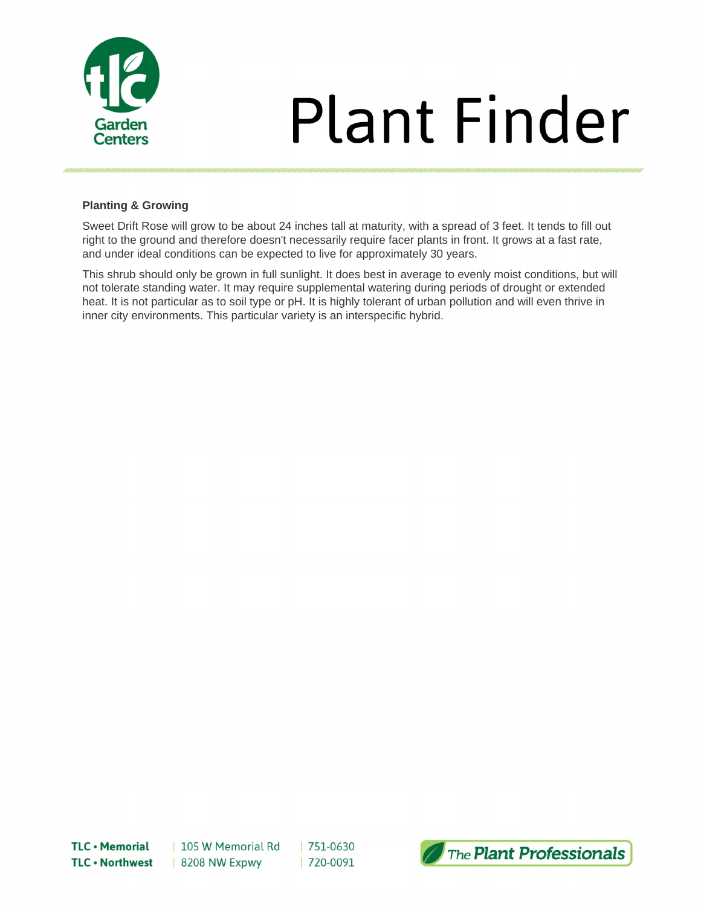# Plant Finder

**Planting & Growing**

Sweet Drift Rose will grow to be about 24 inches tall at maturity, with a spread of 3 feet. It tends to fill out right to the ground and therefore doesn't necessarily require facer plants in front. It grows at a fast rate, and under ideal conditions can be expected to live for approximately 30 years.

This shrub should only be grown in full sunlight. It does best in average to evenly moist conditions, but will not tolerate standing water. It may require supplemental watering during periods of drought or extended heat. It is not particular as to soil type or pH. It is highly tolerant of urban pollution and will even thrive in inner city environments. This particular variety is an interspecific hybrid.